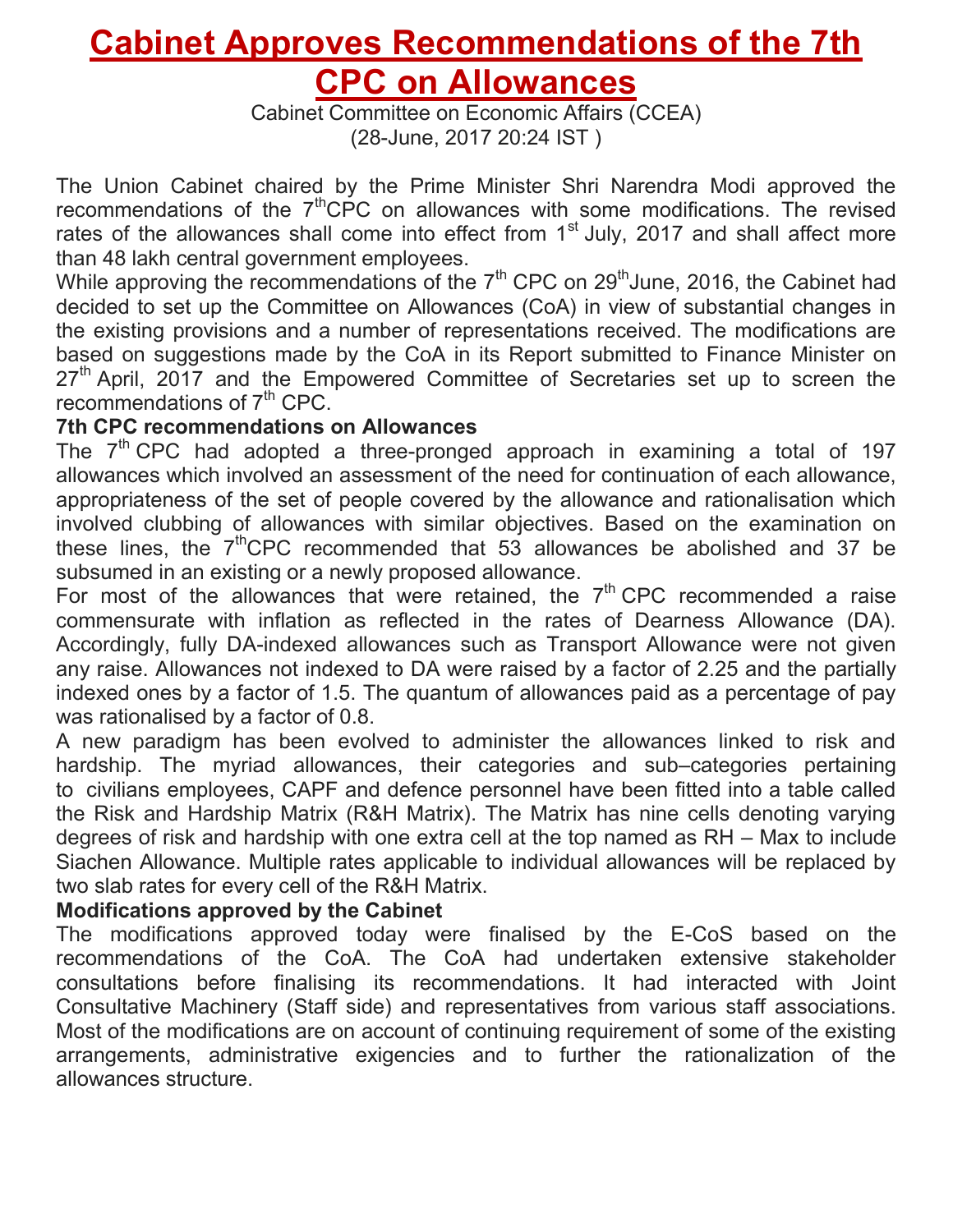# Cabinet Approves Recommendations of the 7th CPC on Allowances

Cabinet Committee on Economic Affairs (CCEA)
(28-June, 2017 20:24 IST )

The Union Cabinet chaired by the Prime Minister Shri Narendra Modi approved the recommendations of the 7thCPC on allowances with some modifications. The revised rates of the allowances shall come into effect from 1st July, 2017 and shall affect more than 48 lakh central government employees.

While approving the recommendations of the 7th CPC on 29thJune, 2016, the Cabinet had decided to set up the Committee on Allowances (CoA) in view of substantial changes in the existing provisions and a number of representations received. The modifications are based on suggestions made by the CoA in its Report submitted to Finance Minister on 27th April, 2017 and the Empowered Committee of Secretaries set up to screen the recommendations of 7th CPC.

**7th CPC recommendations on Allowances**

The 7th CPC had adopted a three-pronged approach in examining a total of 197 allowances which involved an assessment of the need for continuation of each allowance, appropriateness of the set of people covered by the allowance and rationalisation which involved clubbing of allowances with similar objectives. Based on the examination on these lines, the 7thCPC recommended that 53 allowances be abolished and 37 be subsumed in an existing or a newly proposed allowance.

For most of the allowances that were retained, the 7th CPC recommended a raise commensurate with inflation as reflected in the rates of Dearness Allowance (DA). Accordingly, fully DA-indexed allowances such as Transport Allowance were not given any raise. Allowances not indexed to DA were raised by a factor of 2.25 and the partially indexed ones by a factor of 1.5. The quantum of allowances paid as a percentage of pay was rationalised by a factor of 0.8.

A new paradigm has been evolved to administer the allowances linked to risk and hardship. The myriad allowances, their categories and sub–categories pertaining to civilians employees, CAPF and defence personnel have been fitted into a table called the Risk and Hardship Matrix (R&H Matrix). The Matrix has nine cells denoting varying degrees of risk and hardship with one extra cell at the top named as RH – Max to include Siachen Allowance. Multiple rates applicable to individual allowances will be replaced by two slab rates for every cell of the R&H Matrix.

**Modifications approved by the Cabinet**

The modifications approved today were finalised by the E-CoS based on the recommendations of the CoA. The CoA had undertaken extensive stakeholder consultations before finalising its recommendations. It had interacted with Joint Consultative Machinery (Staff side) and representatives from various staff associations. Most of the modifications are on account of continuing requirement of some of the existing arrangements, administrative exigencies and to further the rationalization of the allowances structure.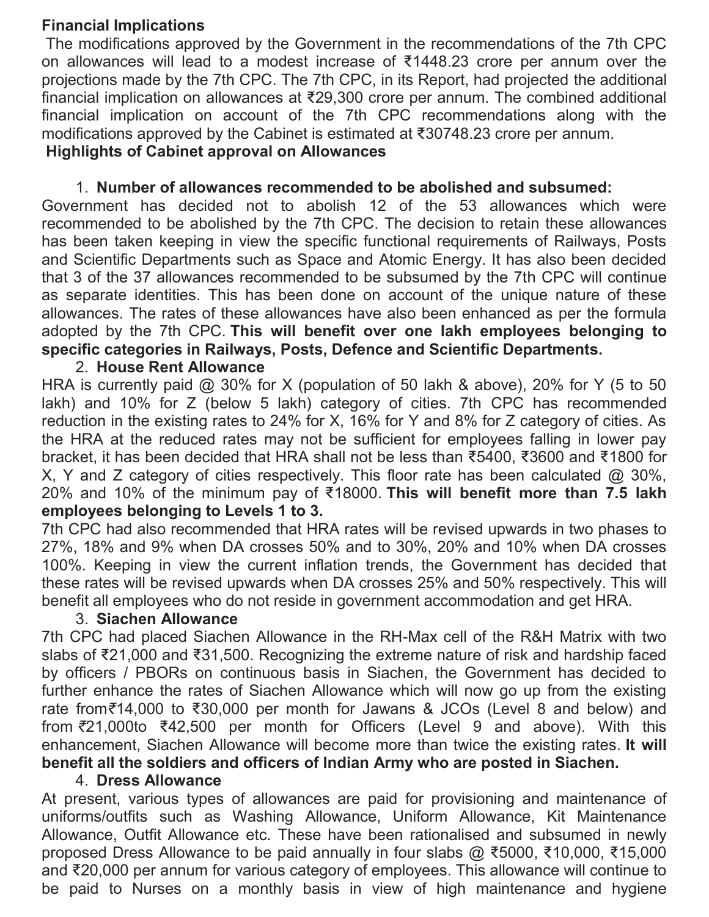**Financial Implications**

The modifications approved by the Government in the recommendations of the 7th CPC on allowances will lead to a modest increase of ₹1448.23 crore per annum over the projections made by the 7th CPC. The 7th CPC, in its Report, had projected the additional financial implication on allowances at ₹29,300 crore per annum. The combined additional financial implication on account of the 7th CPC recommendations along with the modifications approved by the Cabinet is estimated at ₹30748.23 crore per annum.

**Highlights of Cabinet approval on Allowances**

1. **Number of allowances recommended to be abolished and subsumed:**

Government has decided not to abolish 12 of the 53 allowances which were recommended to be abolished by the 7th CPC. The decision to retain these allowances has been taken keeping in view the specific functional requirements of Railways, Posts and Scientific Departments such as Space and Atomic Energy. It has also been decided that 3 of the 37 allowances recommended to be subsumed by the 7th CPC will continue as separate identities. This has been done on account of the unique nature of these allowances. The rates of these allowances have also been enhanced as per the formula adopted by the 7th CPC. **This will benefit over one lakh employees belonging to specific categories in Railways, Posts, Defence and Scientific Departments.**

2. **House Rent Allowance**

HRA is currently paid @ 30% for X (population of 50 lakh & above), 20% for Y (5 to 50 lakh) and 10% for Z (below 5 lakh) category of cities. 7th CPC has recommended reduction in the existing rates to 24% for X, 16% for Y and 8% for Z category of cities. As the HRA at the reduced rates may not be sufficient for employees falling in lower pay bracket, it has been decided that HRA shall not be less than ₹5400, ₹3600 and ₹1800 for X, Y and Z category of cities respectively. This floor rate has been calculated @ 30%, 20% and 10% of the minimum pay of ₹18000. **This will benefit more than 7.5 lakh employees belonging to Levels 1 to 3.**

7th CPC had also recommended that HRA rates will be revised upwards in two phases to 27%, 18% and 9% when DA crosses 50% and to 30%, 20% and 10% when DA crosses 100%. Keeping in view the current inflation trends, the Government has decided that these rates will be revised upwards when DA crosses 25% and 50% respectively. This will benefit all employees who do not reside in government accommodation and get HRA.

3. **Siachen Allowance**

7th CPC had placed Siachen Allowance in the RH-Max cell of the R&H Matrix with two slabs of ₹21,000 and ₹31,500. Recognizing the extreme nature of risk and hardship faced by officers / PBORs on continuous basis in Siachen, the Government has decided to further enhance the rates of Siachen Allowance which will now go up from the existing rate from₹14,000 to ₹30,000 per month for Jawans & JCOs (Level 8 and below) and from ₹21,000to ₹42,500 per month for Officers (Level 9 and above). With this enhancement, Siachen Allowance will become more than twice the existing rates. **It will benefit all the soldiers and officers of Indian Army who are posted in Siachen.**

4. **Dress Allowance**

At present, various types of allowances are paid for provisioning and maintenance of uniforms/outfits such as Washing Allowance, Uniform Allowance, Kit Maintenance Allowance, Outfit Allowance etc. These have been rationalised and subsumed in newly proposed Dress Allowance to be paid annually in four slabs @ ₹5000, ₹10,000, ₹15,000 and ₹20,000 per annum for various category of employees. This allowance will continue to be paid to Nurses on a monthly basis in view of high maintenance and hygiene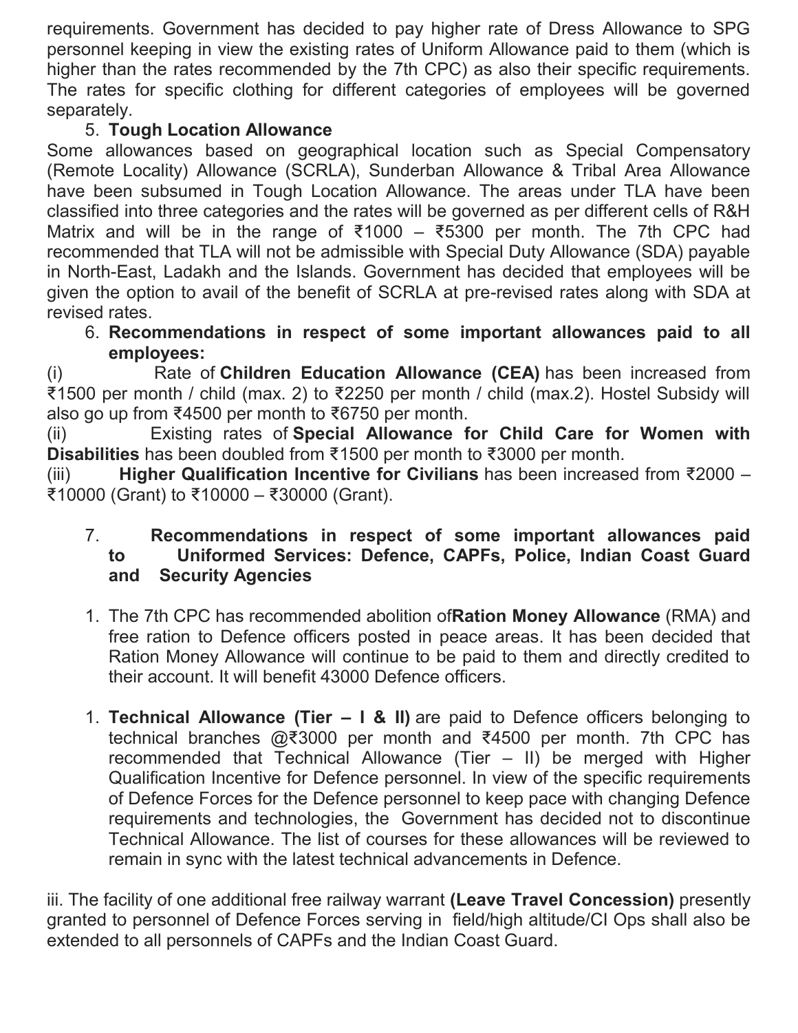requirements. Government has decided to pay higher rate of Dress Allowance to SPG personnel keeping in view the existing rates of Uniform Allowance paid to them (which is higher than the rates recommended by the 7th CPC) as also their specific requirements. The rates for specific clothing for different categories of employees will be governed separately.

5. **Tough Location Allowance**

Some allowances based on geographical location such as Special Compensatory (Remote Locality) Allowance (SCRLA), Sunderban Allowance & Tribal Area Allowance have been subsumed in Tough Location Allowance. The areas under TLA have been classified into three categories and the rates will be governed as per different cells of R&H Matrix and will be in the range of ₹1000 – ₹5300 per month. The 7th CPC had recommended that TLA will not be admissible with Special Duty Allowance (SDA) payable in North-East, Ladakh and the Islands. Government has decided that employees will be given the option to avail of the benefit of SCRLA at pre-revised rates along with SDA at revised rates.

6. **Recommendations in respect of some important allowances paid to all employees:**

(i) Rate of **Children Education Allowance (CEA)** has been increased from ₹1500 per month / child (max. 2) to ₹2250 per month / child (max.2). Hostel Subsidy will also go up from ₹4500 per month to ₹6750 per month.

(ii) Existing rates of **Special Allowance for Child Care for Women with Disabilities** has been doubled from ₹1500 per month to ₹3000 per month.

(iii) **Higher Qualification Incentive for Civilians** has been increased from ₹2000 – ₹10000 (Grant) to ₹10000 – ₹30000 (Grant).

7. **Recommendations in respect of some important allowances paid to Uniformed Services: Defence, CAPFs, Police, Indian Coast Guard and Security Agencies**

1. The 7th CPC has recommended abolition of**Ration Money Allowance** (RMA) and free ration to Defence officers posted in peace areas. It has been decided that Ration Money Allowance will continue to be paid to them and directly credited to their account. It will benefit 43000 Defence officers.

1. **Technical Allowance (Tier – I & II)** are paid to Defence officers belonging to technical branches @₹3000 per month and ₹4500 per month. 7th CPC has recommended that Technical Allowance (Tier – II) be merged with Higher Qualification Incentive for Defence personnel. In view of the specific requirements of Defence Forces for the Defence personnel to keep pace with changing Defence requirements and technologies, the Government has decided not to discontinue Technical Allowance. The list of courses for these allowances will be reviewed to remain in sync with the latest technical advancements in Defence.

iii. The facility of one additional free railway warrant **(Leave Travel Concession)** presently granted to personnel of Defence Forces serving in field/high altitude/CI Ops shall also be extended to all personnels of CAPFs and the Indian Coast Guard.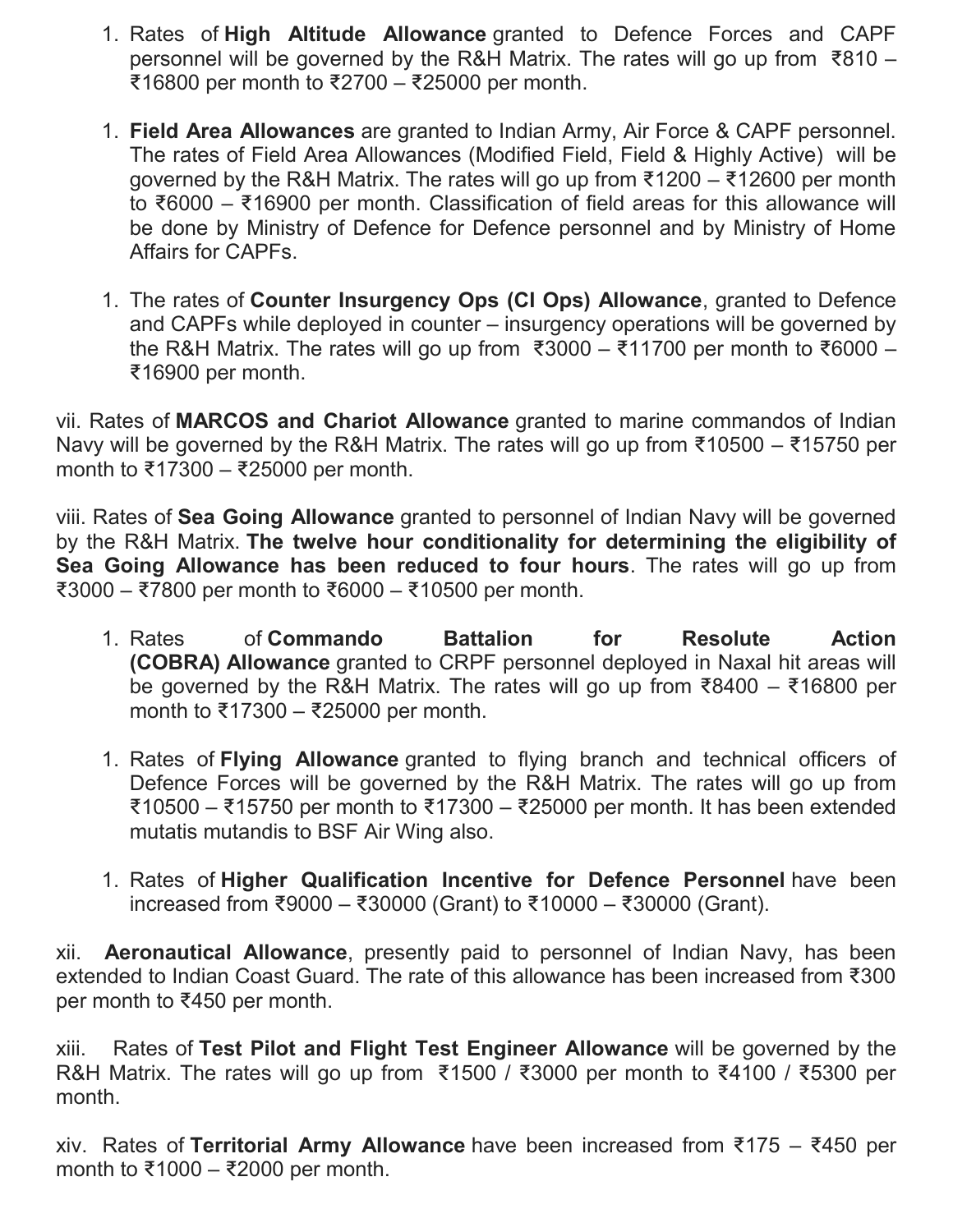1. Rates of **High Altitude Allowance** granted to Defence Forces and CAPF personnel will be governed by the R&H Matrix. The rates will go up from ₹810 – ₹16800 per month to ₹2700 – ₹25000 per month.

1. **Field Area Allowances** are granted to Indian Army, Air Force & CAPF personnel. The rates of Field Area Allowances (Modified Field, Field & Highly Active) will be governed by the R&H Matrix. The rates will go up from ₹1200 – ₹12600 per month to ₹6000 – ₹16900 per month. Classification of field areas for this allowance will be done by Ministry of Defence for Defence personnel and by Ministry of Home Affairs for CAPFs.

1. The rates of **Counter Insurgency Ops (CI Ops) Allowance**, granted to Defence and CAPFs while deployed in counter – insurgency operations will be governed by the R&H Matrix. The rates will go up from ₹3000 – ₹11700 per month to ₹6000 – ₹16900 per month.

vii. Rates of **MARCOS and Chariot Allowance** granted to marine commandos of Indian Navy will be governed by the R&H Matrix. The rates will go up from ₹10500 – ₹15750 per month to ₹17300 – ₹25000 per month.

viii. Rates of **Sea Going Allowance** granted to personnel of Indian Navy will be governed by the R&H Matrix. **The twelve hour conditionality for determining the eligibility of Sea Going Allowance has been reduced to four hours**. The rates will go up from ₹3000 – ₹7800 per month to ₹6000 – ₹10500 per month.

1. Rates of **Commando Battalion for Resolute Action (COBRA) Allowance** granted to CRPF personnel deployed in Naxal hit areas will be governed by the R&H Matrix. The rates will go up from ₹8400 – ₹16800 per month to ₹17300 – ₹25000 per month.

1. Rates of **Flying Allowance** granted to flying branch and technical officers of Defence Forces will be governed by the R&H Matrix. The rates will go up from ₹10500 – ₹15750 per month to ₹17300 – ₹25000 per month. It has been extended mutatis mutandis to BSF Air Wing also.

1. Rates of **Higher Qualification Incentive for Defence Personnel** have been increased from ₹9000 – ₹30000 (Grant) to ₹10000 – ₹30000 (Grant).

xii. **Aeronautical Allowance**, presently paid to personnel of Indian Navy, has been extended to Indian Coast Guard. The rate of this allowance has been increased from ₹300 per month to ₹450 per month.

xiii. Rates of **Test Pilot and Flight Test Engineer Allowance** will be governed by the R&H Matrix. The rates will go up from ₹1500 / ₹3000 per month to ₹4100 / ₹5300 per month.

xiv. Rates of **Territorial Army Allowance** have been increased from ₹175 – ₹450 per month to ₹1000 – ₹2000 per month.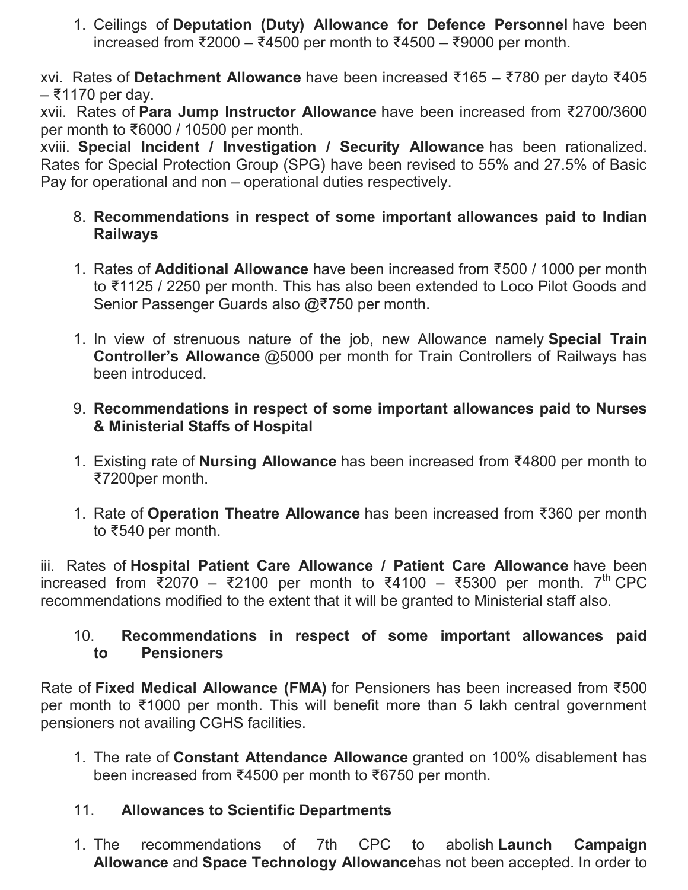1. Ceilings of **Deputation (Duty) Allowance for Defence Personnel** have been increased from ₹2000 – ₹4500 per month to ₹4500 – ₹9000 per month.

xvi. Rates of **Detachment Allowance** have been increased ₹165 – ₹780 per dayto ₹405 – ₹1170 per day.
xvii. Rates of **Para Jump Instructor Allowance** have been increased from ₹2700/3600 per month to ₹6000 / 10500 per month.
xviii. **Special Incident / Investigation / Security Allowance** has been rationalized. Rates for Special Protection Group (SPG) have been revised to 55% and 27.5% of Basic Pay for operational and non – operational duties respectively.

8. **Recommendations in respect of some important allowances paid to Indian Railways**

1. Rates of **Additional Allowance** have been increased from ₹500 / 1000 per month to ₹1125 / 2250 per month. This has also been extended to Loco Pilot Goods and Senior Passenger Guards also @₹750 per month.

1. In view of strenuous nature of the job, new Allowance namely **Special Train Controller's Allowance** @5000 per month for Train Controllers of Railways has been introduced.

9. **Recommendations in respect of some important allowances paid to Nurses & Ministerial Staffs of Hospital**

1. Existing rate of **Nursing Allowance** has been increased from ₹4800 per month to ₹7200per month.

1. Rate of **Operation Theatre Allowance** has been increased from ₹360 per month to ₹540 per month.

iii. Rates of **Hospital Patient Care Allowance / Patient Care Allowance** have been increased from ₹2070 – ₹2100 per month to ₹4100 – ₹5300 per month. 7th CPC recommendations modified to the extent that it will be granted to Ministerial staff also.

10. **Recommendations in respect of some important allowances paid to Pensioners**

Rate of **Fixed Medical Allowance (FMA)** for Pensioners has been increased from ₹500 per month to ₹1000 per month. This will benefit more than 5 lakh central government pensioners not availing CGHS facilities.

1. The rate of **Constant Attendance Allowance** granted on 100% disablement has been increased from ₹4500 per month to ₹6750 per month.

11. **Allowances to Scientific Departments**

1. The recommendations of 7th CPC to abolish **Launch Campaign Allowance** and **Space Technology Allowance**has not been accepted. In order to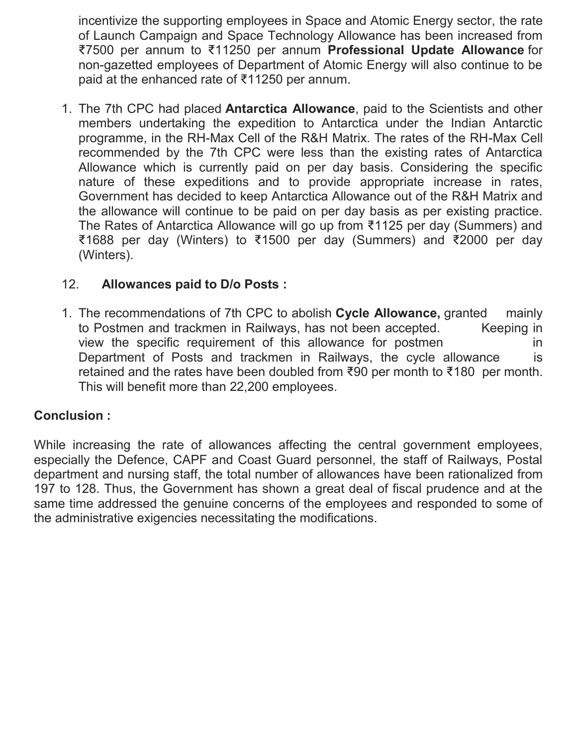incentivize the supporting employees in Space and Atomic Energy sector, the rate of Launch Campaign and Space Technology Allowance has been increased from ₹7500 per annum to ₹11250 per annum **Professional Update Allowance** for non-gazetted employees of Department of Atomic Energy will also continue to be paid at the enhanced rate of ₹11250 per annum.

1. The 7th CPC had placed **Antarctica Allowance**, paid to the Scientists and other members undertaking the expedition to Antarctica under the Indian Antarctic programme, in the RH-Max Cell of the R&H Matrix. The rates of the RH-Max Cell recommended by the 7th CPC were less than the existing rates of Antarctica Allowance which is currently paid on per day basis. Considering the specific nature of these expeditions and to provide appropriate increase in rates, Government has decided to keep Antarctica Allowance out of the R&H Matrix and the allowance will continue to be paid on per day basis as per existing practice. The Rates of Antarctica Allowance will go up from ₹1125 per day (Summers) and ₹1688 per day (Winters) to ₹1500 per day (Summers) and ₹2000 per day (Winters).

12. **Allowances paid to D/o Posts :**

1. The recommendations of 7th CPC to abolish **Cycle Allowance,** granted mainly to Postmen and trackmen in Railways, has not been accepted. Keeping in view the specific requirement of this allowance for postmen in Department of Posts and trackmen in Railways, the cycle allowance is retained and the rates have been doubled from ₹90 per month to ₹180 per month. This will benefit more than 22,200 employees.

**Conclusion :**

While increasing the rate of allowances affecting the central government employees, especially the Defence, CAPF and Coast Guard personnel, the staff of Railways, Postal department and nursing staff, the total number of allowances have been rationalized from 197 to 128. Thus, the Government has shown a great deal of fiscal prudence and at the same time addressed the genuine concerns of the employees and responded to some of the administrative exigencies necessitating the modifications.